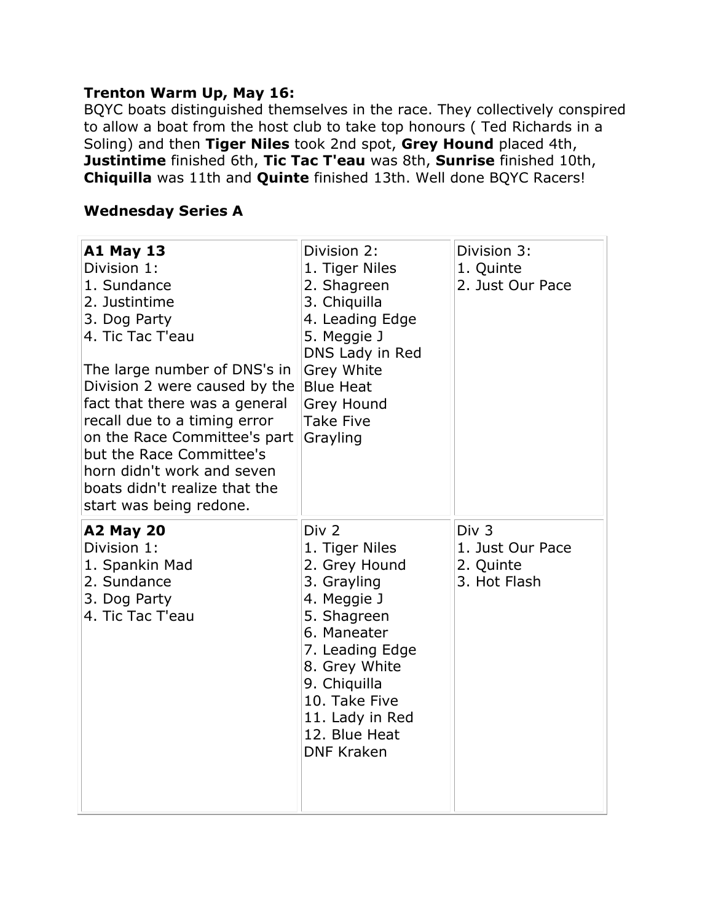**Trenton Warm Up, May 16:**
BQYC boats distinguished themselves in the race. They collectively conspired to allow a boat from the host club to take top honours ( Ted Richards in a Soling) and then **Tiger Niles** took 2nd spot, **Grey Hound** placed 4th, **Justintime** finished 6th, **Tic Tac T'eau** was 8th, **Sunrise** finished 10th, **Chiquilla** was 11th and **Quinte** finished 13th. Well done BQYC Racers!

**Wednesday Series A**

| **A1 May 13**<br>Division 1:<br>1. Sundance<br>2. Justintime<br>3. Dog Party<br>4. Tic Tac T'eau<br><br>The large number of DNS's in Division 2 were caused by the fact that there was a general recall due to a timing error on the Race Committee's part but the Race Committee's horn didn't work and seven boats didn't realize that the start was being redone. | Division 2:<br>1. Tiger Niles<br>2. Shagreen<br>3. Chiquilla<br>4. Leading Edge<br>5. Meggie J<br>DNS Lady in Red<br>Grey White<br>Blue Heat<br>Grey Hound<br>Take Five<br>Grayling | Division 3:<br>1. Quinte<br>2. Just Our Pace |
|---|---|---|
| **A2 May 20**<br>Division 1:<br>1. Spankin Mad<br>2. Sundance<br>3. Dog Party<br>4. Tic Tac T'eau | Div 2<br>1. Tiger Niles<br>2. Grey Hound<br>3. Grayling<br>4. Meggie J<br>5. Shagreen<br>6. Maneater<br>7. Leading Edge<br>8. Grey White<br>9. Chiquilla<br>10. Take Five<br>11. Lady in Red<br>12. Blue Heat<br>DNF Kraken | Div 3<br>1. Just Our Pace<br>2. Quinte<br>3. Hot Flash |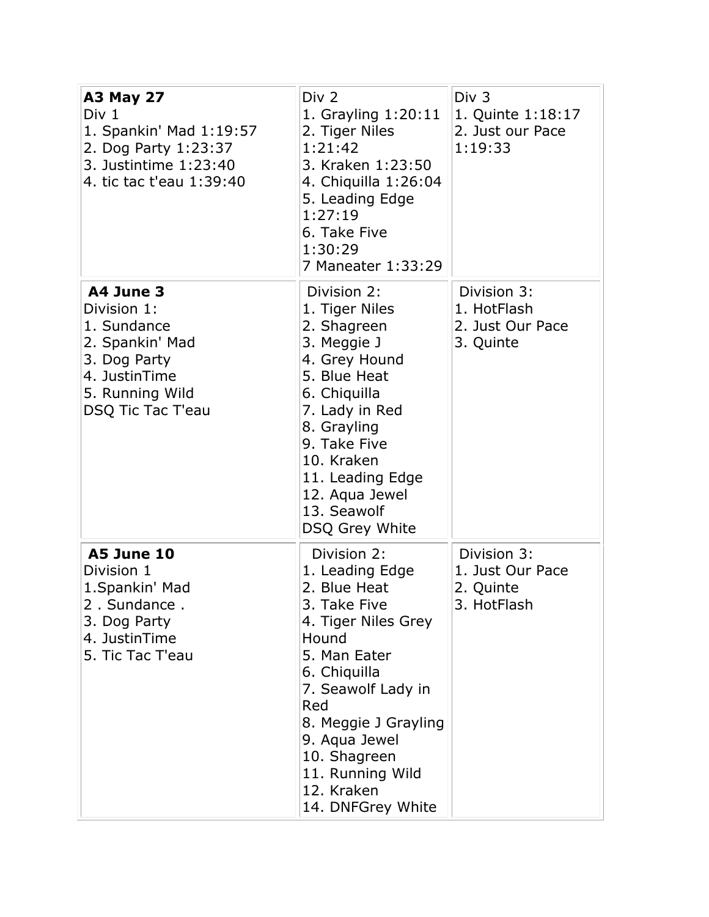| **A3 May 27**<br>Div 1<br>1. Spankin' Mad 1:19:57<br>2. Dog Party 1:23:37<br>3. Justintime 1:23:40<br>4. tic tac t'eau 1:39:40 | Div 2<br>1. Grayling 1:20:11<br>2. Tiger Niles 1:21:42<br>3. Kraken 1:23:50<br>4. Chiquilla 1:26:04<br>5. Leading Edge 1:27:19<br>6. Take Five 1:30:29<br>7 Maneater 1:33:29 | Div 3<br>1. Quinte 1:18:17<br>2. Just our Pace 1:19:33 |
|---|---|---|
| **A4 June 3**<br>Division 1:<br>1. Sundance<br>2. Spankin' Mad<br>3. Dog Party<br>4. JustinTime<br>5. Running Wild<br>DSQ Tic Tac T'eau | Division 2:<br>1. Tiger Niles<br>2. Shagreen<br>3. Meggie J<br>4. Grey Hound<br>5. Blue Heat<br>6. Chiquilla<br>7. Lady in Red<br>8. Grayling<br>9. Take Five<br>10. Kraken<br>11. Leading Edge<br>12. Aqua Jewel<br>13. Seawolf<br>DSQ Grey White | Division 3:<br>1. HotFlash<br>2. Just Our Pace<br>3. Quinte |
| **A5 June 10**<br>Division 1<br>1.Spankin' Mad<br>2 . Sundance .<br>3. Dog Party<br>4. JustinTime<br>5. Tic Tac T'eau | Division 2:<br>1. Leading Edge<br>2. Blue Heat<br>3. Take Five<br>4. Tiger Niles Grey Hound<br>5. Man Eater<br>6. Chiquilla<br>7. Seawolf Lady in Red<br>8. Meggie J Grayling<br>9. Aqua Jewel<br>10. Shagreen<br>11. Running Wild<br>12. Kraken<br>14. DNFGrey White | Division 3:<br>1. Just Our Pace<br>2. Quinte<br>3. HotFlash |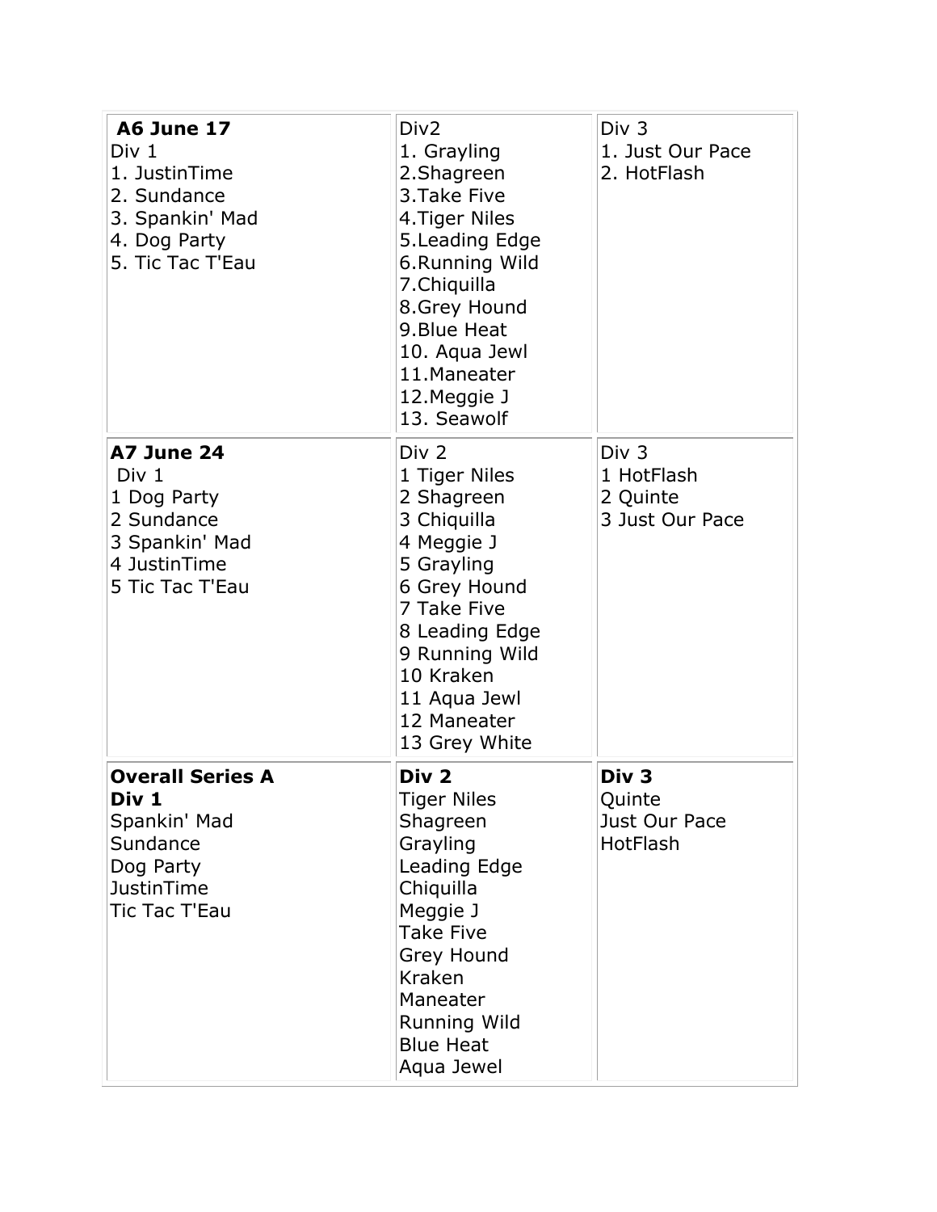| **A6 June 17**<br>Div 1<br>1. JustinTime<br>2. Sundance<br>3. Spankin' Mad<br>4. Dog Party<br>5. Tic Tac T'Eau | Div2<br>1. Grayling<br>2.Shagreen<br>3.Take Five<br>4.Tiger Niles<br>5.Leading Edge<br>6.Running Wild<br>7.Chiquilla<br>8.Grey Hound<br>9.Blue Heat<br>10. Aqua Jewl<br>11.Maneater<br>12.Meggie J<br>13. Seawolf | Div 3<br>1. Just Our Pace<br>2. HotFlash |
|---|---|---|
| **A7 June 24**<br>Div 1<br>1 Dog Party<br>2 Sundance<br>3 Spankin' Mad<br>4 JustinTime<br>5 Tic Tac T'Eau | Div 2<br>1 Tiger Niles<br>2 Shagreen<br>3 Chiquilla<br>4 Meggie J<br>5 Grayling<br>6 Grey Hound<br>7 Take Five<br>8 Leading Edge<br>9 Running Wild<br>10 Kraken<br>11 Aqua Jewl<br>12 Maneater<br>13 Grey White | Div 3<br>1 HotFlash<br>2 Quinte<br>3 Just Our Pace |
| **Overall Series A**<br>**Div 1**<br>Spankin' Mad<br>Sundance<br>Dog Party<br>JustinTime<br>Tic Tac T'Eau | **Div 2**<br>Tiger Niles<br>Shagreen<br>Grayling<br>Leading Edge<br>Chiquilla<br>Meggie J<br>Take Five<br>Grey Hound<br>Kraken<br>Maneater<br>Running Wild<br>Blue Heat<br>Aqua Jewel | **Div 3**<br>Quinte<br>Just Our Pace<br>HotFlash |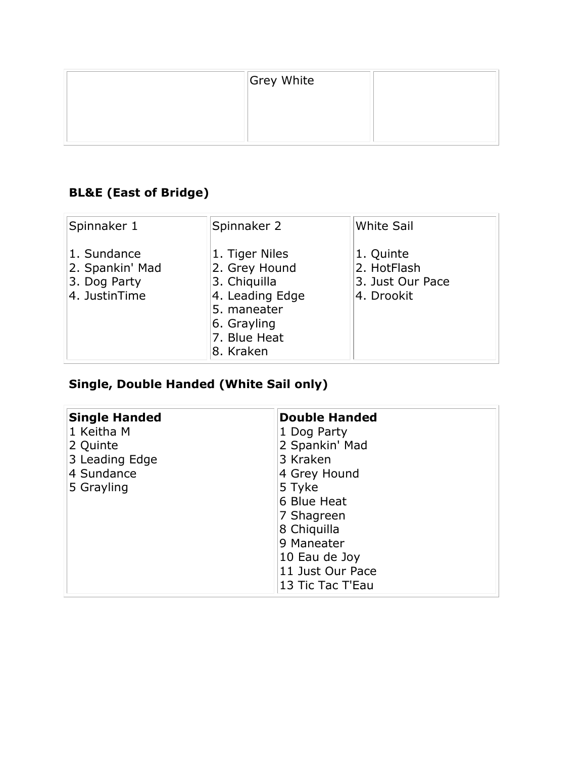| | Grey White | |
|---|---|---|

### BL&E (East of Bridge)

| Spinnaker 1 | Spinnaker 2 | White Sail |
|---|---|---|
| 1. Sundance<br>2. Spankin' Mad<br>3. Dog Party<br>4. JustinTime | 1. Tiger Niles<br>2. Grey Hound<br>3. Chiquilla<br>4. Leading Edge<br>5. maneater<br>6. Grayling<br>7. Blue Heat<br>8. Kraken | 1. Quinte<br>2. HotFlash<br>3. Just Our Pace<br>4. Drookit |

### Single, Double Handed (White Sail only)

| **Single Handed** | **Double Handed** |
|---|---|
| 1 Keitha M<br>2 Quinte<br>3 Leading Edge<br>4 Sundance<br>5 Grayling | 1 Dog Party<br>2 Spankin' Mad<br>3 Kraken<br>4 Grey Hound<br>5 Tyke<br>6 Blue Heat<br>7 Shagreen<br>8 Chiquilla<br>9 Maneater<br>10 Eau de Joy<br>11 Just Our Pace<br>13 Tic Tac T'Eau |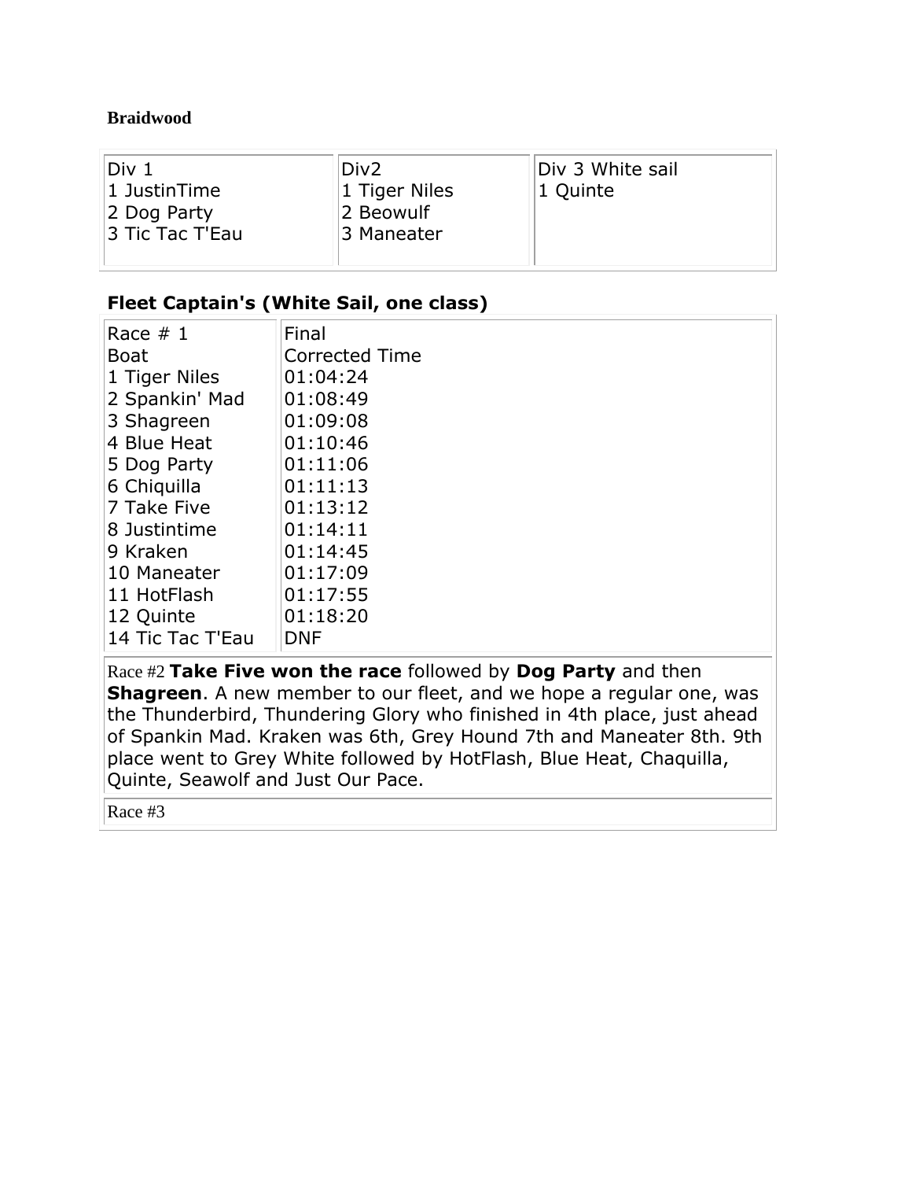**Braidwood**

| Div 1 | Div2 | Div 3 White sail |
|---|---|---|
| 1 JustinTime | 1 Tiger Niles | 1 Quinte |
| 2 Dog Party | 2 Beowulf | |
| 3 Tic Tac T'Eau | 3 Maneater | |

### Fleet Captain's (White Sail, one class)

| Race # 1<br>Boat | Final<br>Corrected Time |
|---|---|
| 1 Tiger Niles | 01:04:24 |
| 2 Spankin' Mad | 01:08:49 |
| 3 Shagreen | 01:09:08 |
| 4 Blue Heat | 01:10:46 |
| 5 Dog Party | 01:11:06 |
| 6 Chiquilla | 01:11:13 |
| 7 Take Five | 01:13:12 |
| 8 Justintime | 01:14:11 |
| 9 Kraken | 01:14:45 |
| 10 Maneater | 01:17:09 |
| 11 HotFlash | 01:17:55 |
| 12 Quinte | 01:18:20 |
| 14 Tic Tac T'Eau | DNF |

Race #2 **Take Five won the race** followed by **Dog Party** and then **Shagreen**. A new member to our fleet, and we hope a regular one, was the Thunderbird, Thundering Glory who finished in 4th place, just ahead of Spankin Mad. Kraken was 6th, Grey Hound 7th and Maneater 8th. 9th place went to Grey White followed by HotFlash, Blue Heat, Chaquilla, Quinte, Seawolf and Just Our Pace.

Race #3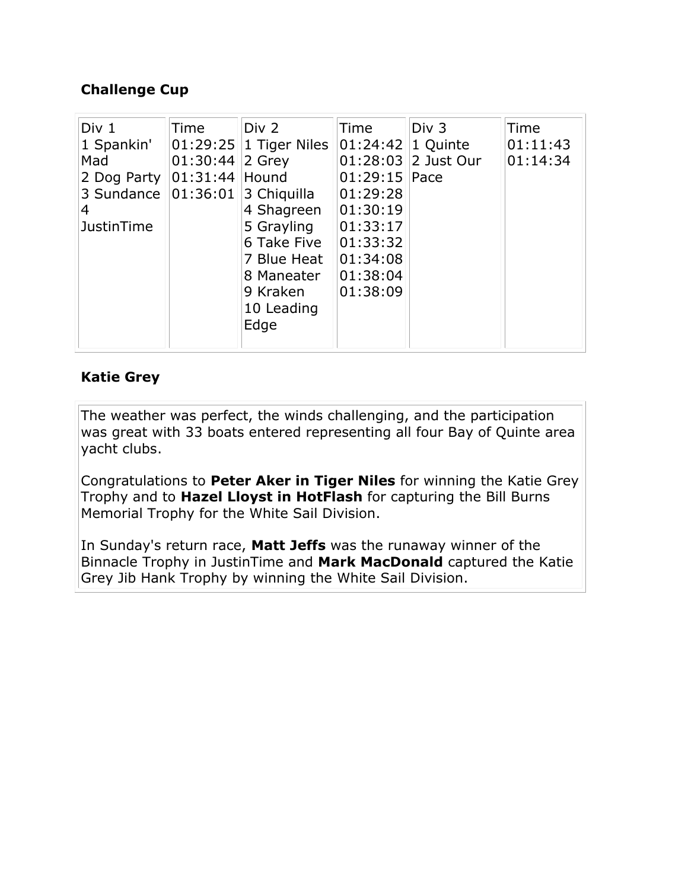## Challenge Cup

| Div 1 | Time | Div 2 | Time | Div 3 | Time |
|---|---|---|---|---|---|
| 1 Spankin' Mad | 01:29:25 | 1 Tiger Niles | 01:24:42 | 1 Quinte | 01:11:43 |
| 2 Dog Party | 01:30:44 | 2 Grey Hound | 01:28:03 | 2 Just Our Pace | 01:14:34 |
| 3 Sundance | 01:31:44 | 3 Chiquilla | 01:29:15 | | |
| 4 JustinTime | 01:36:01 | 4 Shagreen | 01:29:28 | | |
| | | 5 Grayling | 01:30:19 | | |
| | | 6 Take Five | 01:33:17 | | |
| | | 7 Blue Heat | 01:33:32 | | |
| | | 8 Maneater | 01:34:08 | | |
| | | 9 Kraken | 01:38:04 | | |
| | | 10 Leading Edge | 01:38:09 | | |

## Katie Grey

The weather was perfect, the winds challenging, and the participation was great with 33 boats entered representing all four Bay of Quinte area yacht clubs.

Congratulations to **Peter Aker in Tiger Niles** for winning the Katie Grey Trophy and to **Hazel Lloyst in HotFlash** for capturing the Bill Burns Memorial Trophy for the White Sail Division.

In Sunday's return race, **Matt Jeffs** was the runaway winner of the Binnacle Trophy in JustinTime and **Mark MacDonald** captured the Katie Grey Jib Hank Trophy by winning the White Sail Division.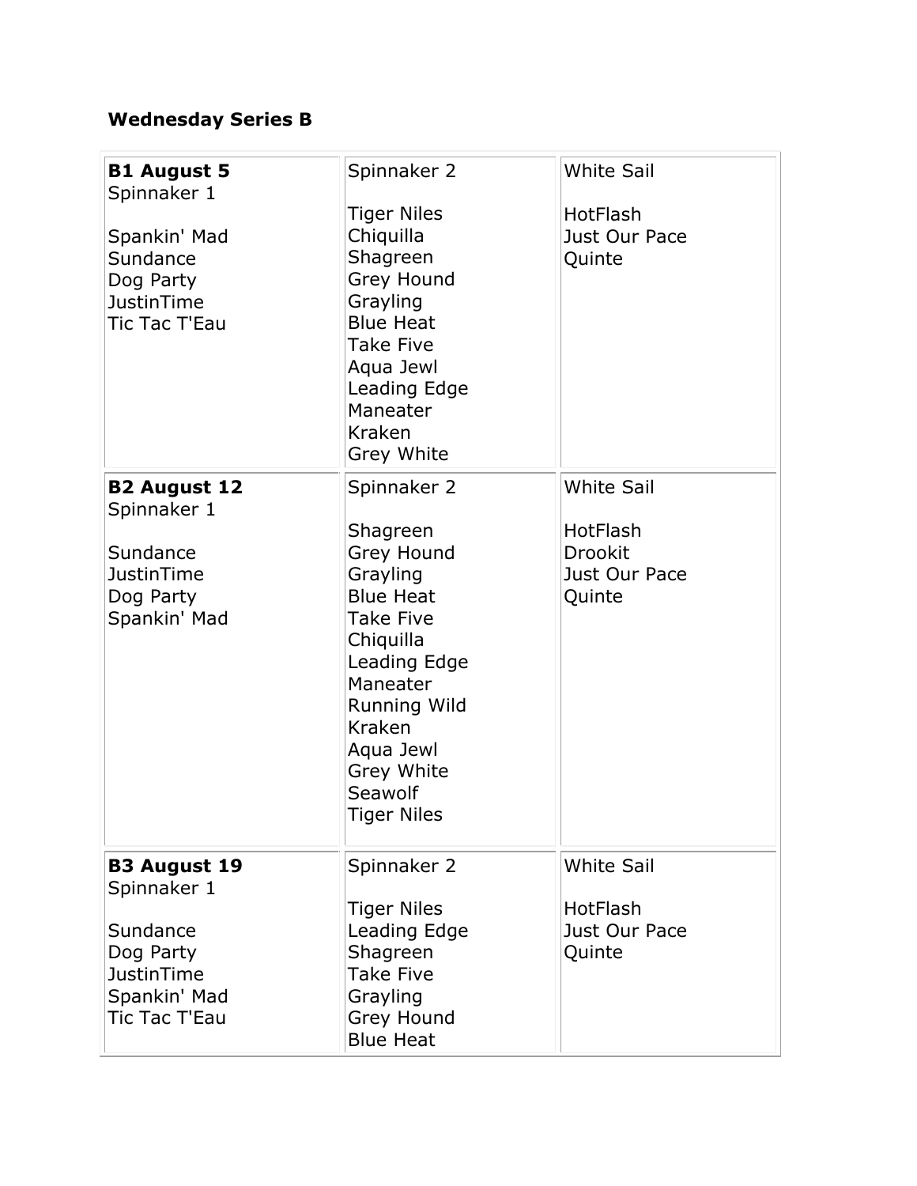**Wednesday Series B**

| **B1 August 5**<br>Spinnaker 1<br><br>Spankin' Mad<br>Sundance<br>Dog Party<br>JustinTime<br>Tic Tac T'Eau | Spinnaker 2<br><br>Tiger Niles<br>Chiquilla<br>Shagreen<br>Grey Hound<br>Grayling<br>Blue Heat<br>Take Five<br>Aqua Jewl<br>Leading Edge<br>Maneater<br>Kraken<br>Grey White | White Sail<br><br>HotFlash<br>Just Our Pace<br>Quinte |
|---|---|---|
| **B2 August 12**<br>Spinnaker 1<br><br>Sundance<br>JustinTime<br>Dog Party<br>Spankin' Mad | Spinnaker 2<br><br>Shagreen<br>Grey Hound<br>Grayling<br>Blue Heat<br>Take Five<br>Chiquilla<br>Leading Edge<br>Maneater<br>Running Wild<br>Kraken<br>Aqua Jewl<br>Grey White<br>Seawolf<br>Tiger Niles | White Sail<br><br>HotFlash<br>Drookit<br>Just Our Pace<br>Quinte |
| **B3 August 19**<br>Spinnaker 1<br><br>Sundance<br>Dog Party<br>JustinTime<br>Spankin' Mad<br>Tic Tac T'Eau | Spinnaker 2<br><br>Tiger Niles<br>Leading Edge<br>Shagreen<br>Take Five<br>Grayling<br>Grey Hound<br>Blue Heat | White Sail<br><br>HotFlash<br>Just Our Pace<br>Quinte |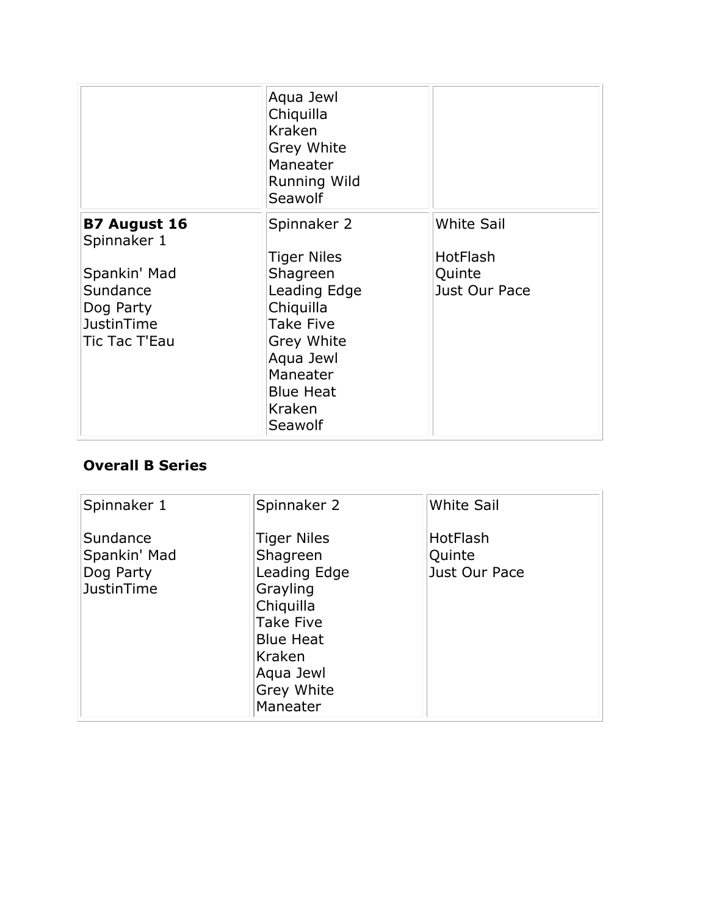| | | |
|---|---|---|
| | Aqua Jewl<br>Chiquilla<br>Kraken<br>Grey White<br>Maneater<br>Running Wild<br>Seawolf | |
| **B7 August 16**<br>Spinnaker 1<br><br>Spankin' Mad<br>Sundance<br>Dog Party<br>JustinTime<br>Tic Tac T'Eau | Spinnaker 2<br><br>Tiger Niles<br>Shagreen<br>Leading Edge<br>Chiquilla<br>Take Five<br>Grey White<br>Aqua Jewl<br>Maneater<br>Blue Heat<br>Kraken<br>Seawolf | White Sail<br><br>HotFlash<br>Quinte<br>Just Our Pace |

### Overall B Series

| Spinnaker 1 | Spinnaker 2 | White Sail |
|---|---|---|
| Sundance<br>Spankin' Mad<br>Dog Party<br>JustinTime | Tiger Niles<br>Shagreen<br>Leading Edge<br>Grayling<br>Chiquilla<br>Take Five<br>Blue Heat<br>Kraken<br>Aqua Jewl<br>Grey White<br>Maneater | HotFlash<br>Quinte<br>Just Our Pace |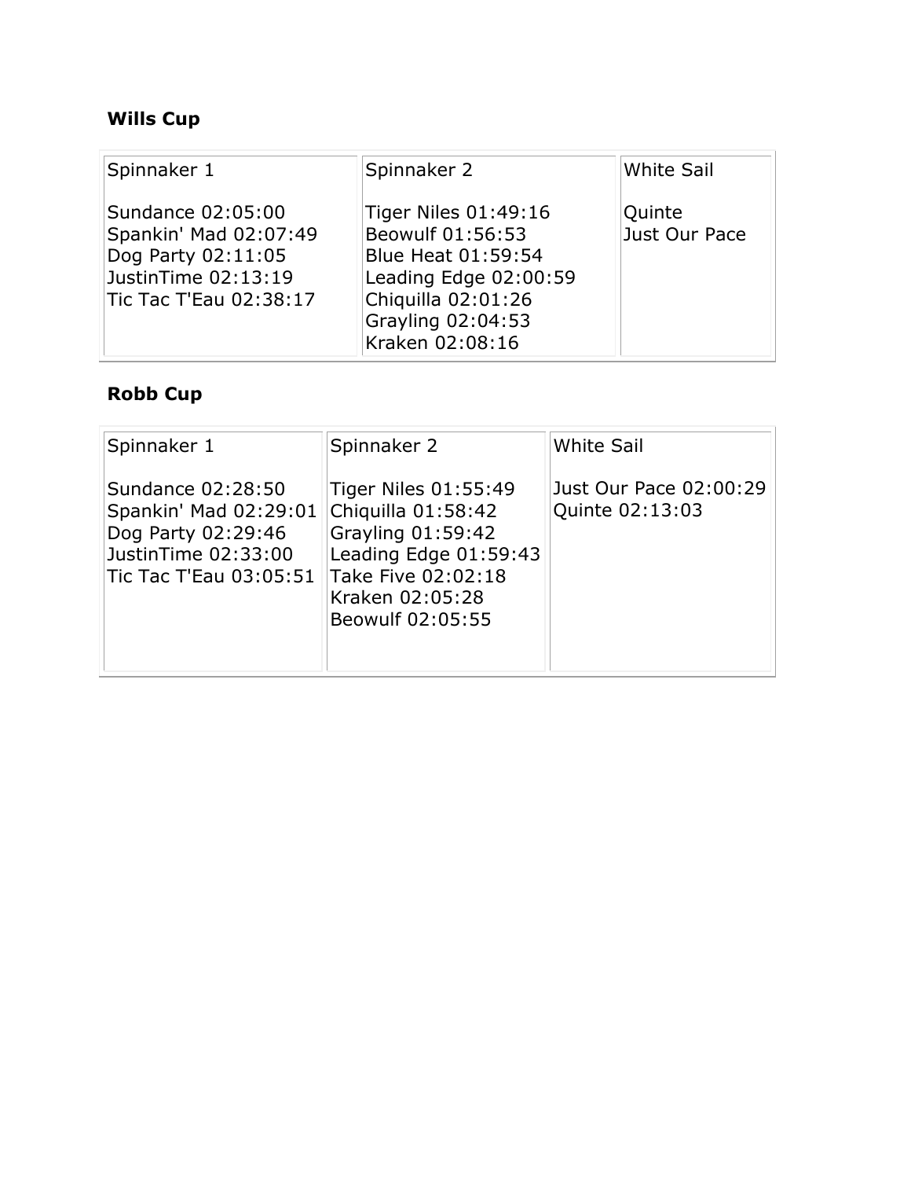**Wills Cup**

| Spinnaker 1 | Spinnaker 2 | White Sail |
|---|---|---|
| Sundance 02:05:00<br>Spankin' Mad 02:07:49<br>Dog Party 02:11:05<br>JustinTime 02:13:19<br>Tic Tac T'Eau 02:38:17 | Tiger Niles 01:49:16<br>Beowulf 01:56:53<br>Blue Heat 01:59:54<br>Leading Edge 02:00:59<br>Chiquilla 02:01:26<br>Grayling 02:04:53<br>Kraken 02:08:16 | Quinte<br>Just Our Pace |

**Robb Cup**

| Spinnaker 1 | Spinnaker 2 | White Sail |
|---|---|---|
| Sundance 02:28:50<br>Spankin' Mad 02:29:01<br>Dog Party 02:29:46<br>JustinTime 02:33:00<br>Tic Tac T'Eau 03:05:51 | Tiger Niles 01:55:49<br>Chiquilla 01:58:42<br>Grayling 01:59:42<br>Leading Edge 01:59:43<br>Take Five 02:02:18<br>Kraken 02:05:28<br>Beowulf 02:05:55 | Just Our Pace 02:00:29<br>Quinte 02:13:03 |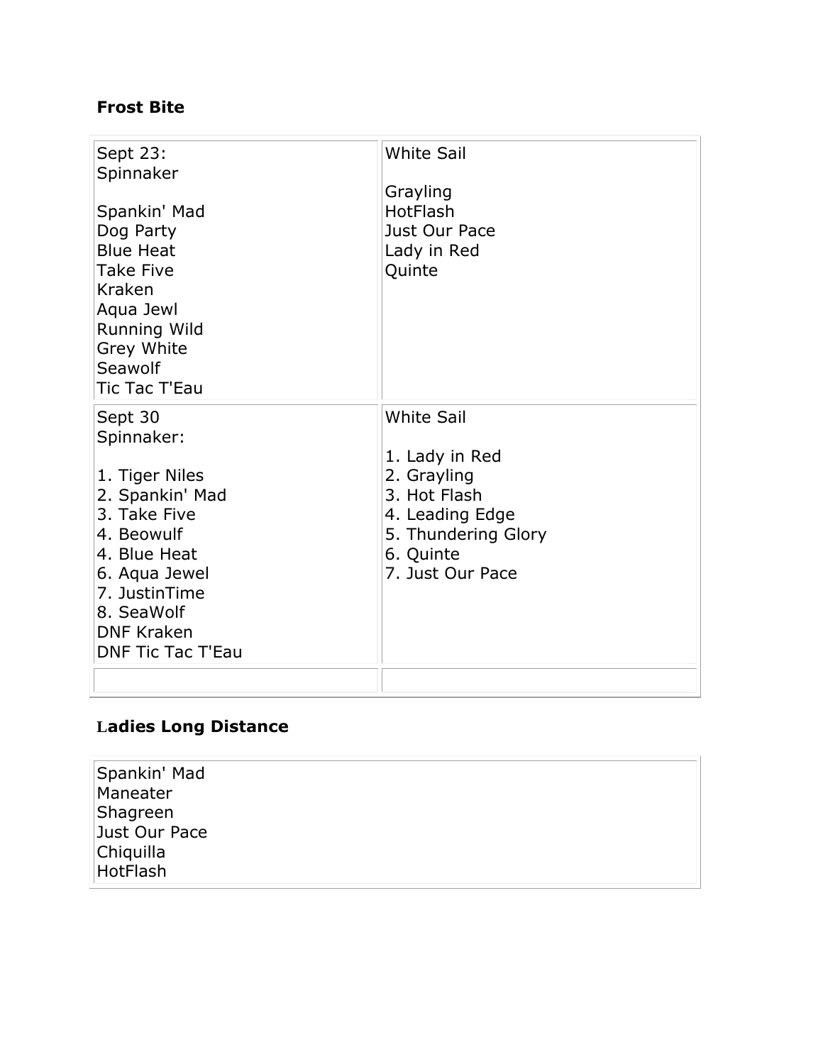### Frost Bite

| | |
|---|---|
| Sept 23:<br>Spinnaker<br><br>Spankin' Mad<br>Dog Party<br>Blue Heat<br>Take Five<br>Kraken<br>Aqua Jewl<br>Running Wild<br>Grey White<br>Seawolf<br>Tic Tac T'Eau | White Sail<br><br>Grayling<br>HotFlash<br>Just Our Pace<br>Lady in Red<br>Quinte |
| Sept 30<br>Spinnaker:<br><br>1. Tiger Niles<br>2. Spankin' Mad<br>3. Take Five<br>4. Beowulf<br>4. Blue Heat<br>6. Aqua Jewel<br>7. JustinTime<br>8. SeaWolf<br>DNF Kraken<br>DNF Tic Tac T'Eau | White Sail<br><br>1. Lady in Red<br>2. Grayling<br>3. Hot Flash<br>4. Leading Edge<br>5. Thundering Glory<br>6. Quinte<br>7. Just Our Pace |
| | |

### Ladies Long Distance

| |
|---|
| Spankin' Mad<br>Maneater<br>Shagreen<br>Just Our Pace<br>Chiquilla<br>HotFlash |